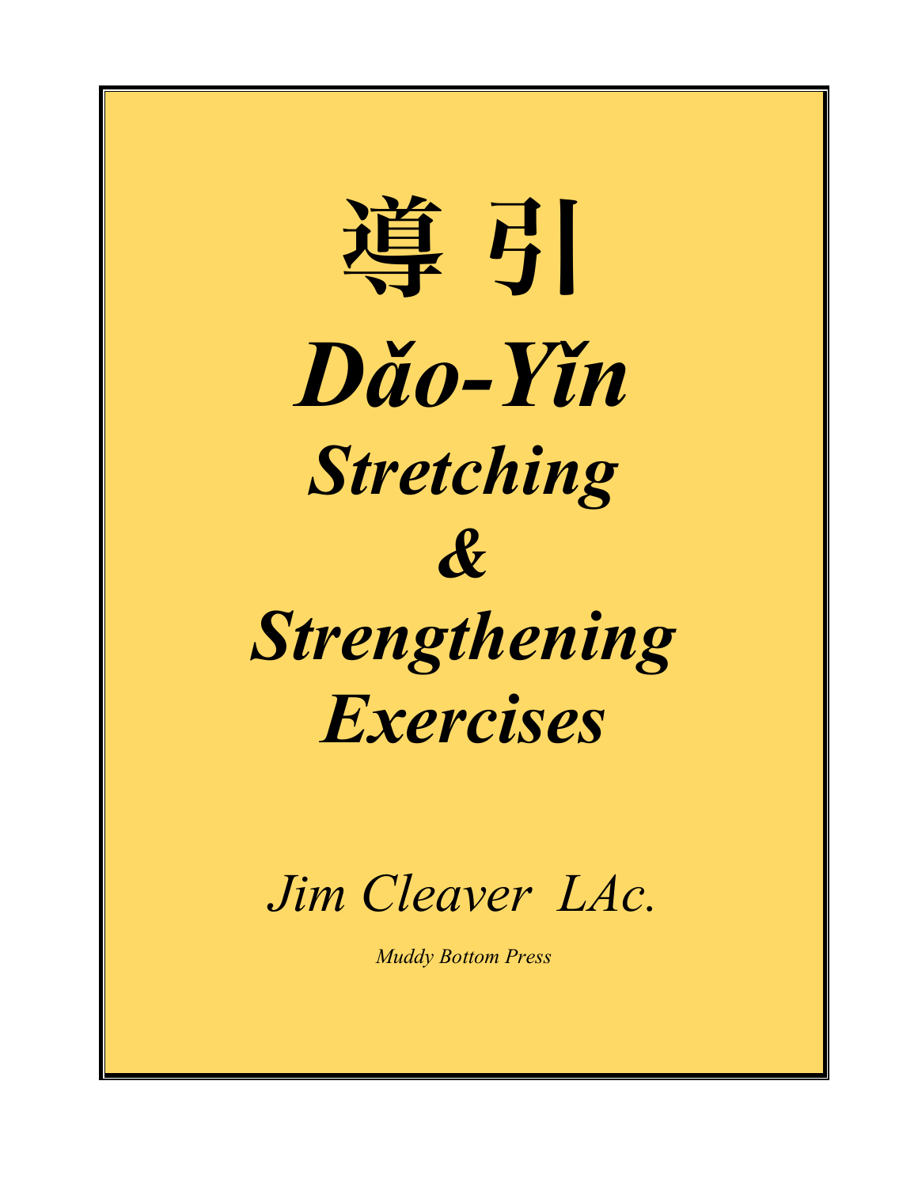# 導引

# *Dǎo-Yǐn*

## *Stretching*
## *&*
## *Strengthening*
## *Exercises*

*Jim Cleaver LAc.*

*Muddy Bottom Press*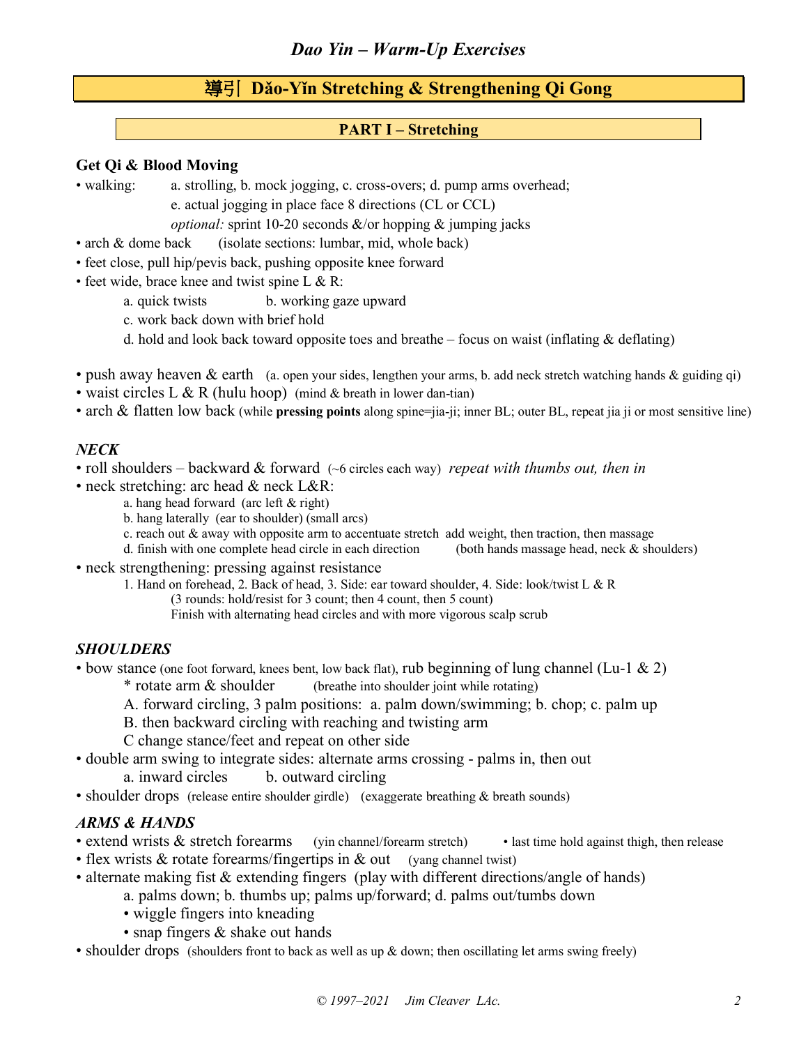## 導引 Dǎo-Yǐn Stretching & Strengthening Qi Gong

### PART I – Stretching

**Get Qi & Blood Moving**

- walking: a. strolling, b. mock jogging, c. cross-overs; d. pump arms overhead;
  e. actual jogging in place face 8 directions (CL or CCL)
  *optional:* sprint 10-20 seconds &/or hopping & jumping jacks
- arch & dome back (isolate sections: lumbar, mid, whole back)
- feet close, pull hip/pevis back, pushing opposite knee forward
- feet wide, brace knee and twist spine L & R:
  - a. quick twists b. working gaze upward
  - c. work back down with brief hold
  - d. hold and look back toward opposite toes and breathe – focus on waist (inflating & deflating)

- push away heaven & earth (a. open your sides, lengthen your arms, b. add neck stretch watching hands & guiding qi)
- waist circles L & R (hulu hoop) (mind & breath in lower dan-tian)
- arch & flatten low back (while **pressing points** along spine=jia-ji; inner BL; outer BL, repeat jia ji or most sensitive line)

### *NECK*

- roll shoulders – backward & forward (~6 circles each way) *repeat with thumbs out, then in*
- neck stretching: arc head & neck L&R:
  - a. hang head forward (arc left & right)
  - b. hang laterally (ear to shoulder) (small arcs)
  - c. reach out & away with opposite arm to accentuate stretch add weight, then traction, then massage
  - d. finish with one complete head circle in each direction (both hands massage head, neck & shoulders)
- neck strengthening: pressing against resistance
  1. Hand on forehead, 2. Back of head, 3. Side: ear toward shoulder, 4. Side: look/twist L & R
     (3 rounds: hold/resist for 3 count; then 4 count, then 5 count)
     Finish with alternating head circles and with more vigorous scalp scrub

### *SHOULDERS*

- bow stance (one foot forward, knees bent, low back flat), rub beginning of lung channel (Lu-1 & 2)
  - * rotate arm & shoulder (breathe into shoulder joint while rotating)
  - A. forward circling, 3 palm positions: a. palm down/swimming; b. chop; c. palm up
  - B. then backward circling with reaching and twisting arm
  - C change stance/feet and repeat on other side
- double arm swing to integrate sides: alternate arms crossing - palms in, then out
  - a. inward circles b. outward circling
- shoulder drops (release entire shoulder girdle) (exaggerate breathing & breath sounds)

### *ARMS & HANDS*

- extend wrists & stretch forearms (yin channel/forearm stretch) • last time hold against thigh, then release
- flex wrists & rotate forearms/fingertips in & out (yang channel twist)
- alternate making fist & extending fingers (play with different directions/angle of hands)
  - a. palms down; b. thumbs up; palms up/forward; d. palms out/tumbs down
  - wiggle fingers into kneading
  - snap fingers & shake out hands
- shoulder drops (shoulders front to back as well as up & down; then oscillating let arms swing freely)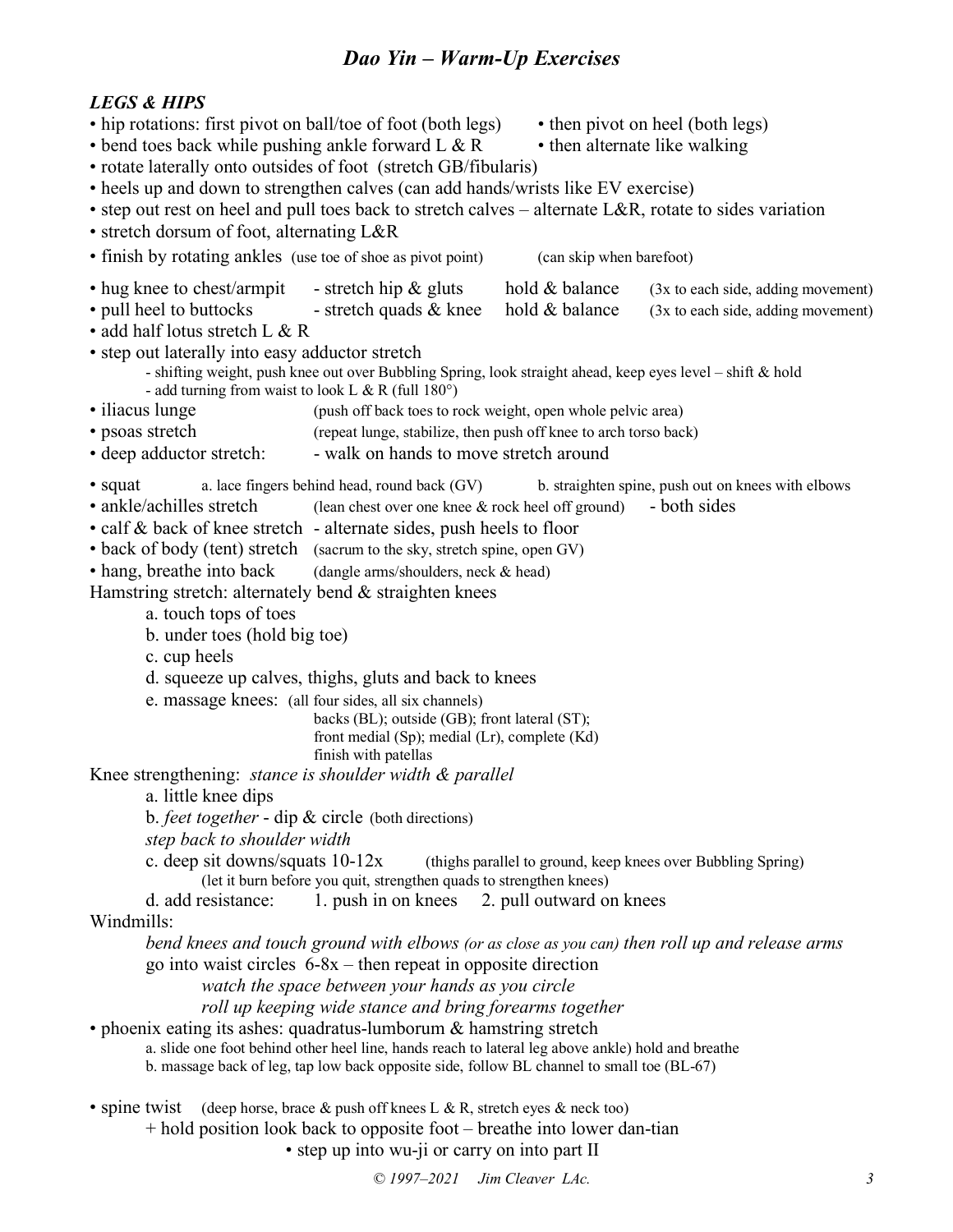# *Dao Yin – Warm-Up Exercises*

## *LEGS & HIPS*

- hip rotations: first pivot on ball/toe of foot (both legs) • then pivot on heel (both legs)
- bend toes back while pushing ankle forward L & R • then alternate like walking
- rotate laterally onto outsides of foot (stretch GB/fibularis)
- heels up and down to strengthen calves (can add hands/wrists like EV exercise)
- step out rest on heel and pull toes back to stretch calves – alternate L&R, rotate to sides variation
- stretch dorsum of foot, alternating L&R
- finish by rotating ankles (use toe of shoe as pivot point) (can skip when barefoot)

- hug knee to chest/armpit - stretch hip & gluts hold & balance (3x to each side, adding movement)
- pull heel to buttocks - stretch quads & knee hold & balance (3x to each side, adding movement)
- add half lotus stretch L & R
- step out laterally into easy adductor stretch
  - shifting weight, push knee out over Bubbling Spring, look straight ahead, keep eyes level – shift & hold
  - add turning from waist to look L & R (full 180°)
- iliacus lunge (push off back toes to rock weight, open whole pelvic area)
- psoas stretch (repeat lunge, stabilize, then push off knee to arch torso back)
- deep adductor stretch: - walk on hands to move stretch around

- squat a. lace fingers behind head, round back (GV) b. straighten spine, push out on knees with elbows
- ankle/achilles stretch (lean chest over one knee & rock heel off ground) - both sides
- calf & back of knee stretch - alternate sides, push heels to floor
- back of body (tent) stretch (sacrum to the sky, stretch spine, open GV)
- hang, breathe into back (dangle arms/shoulders, neck & head)

Hamstring stretch: alternately bend & straighten knees

a. touch tops of toes
b. under toes (hold big toe)
c. cup heels
d. squeeze up calves, thighs, gluts and back to knees
e. massage knees: (all four sides, all six channels)
backs (BL); outside (GB); front lateral (ST);
front medial (Sp); medial (Lr), complete (Kd)
finish with patellas

Knee strengthening: *stance is shoulder width & parallel*

a. little knee dips
b. *feet together* - dip & circle (both directions)
*step back to shoulder width*
c. deep sit downs/squats 10-12x (thighs parallel to ground, keep knees over Bubbling Spring)
(let it burn before you quit, strengthen quads to strengthen knees)
d. add resistance: 1. push in on knees 2. pull outward on knees

Windmills:

*bend knees and touch ground with elbows (or as close as you can) then roll up and release arms*
go into waist circles 6-8x – then repeat in opposite direction
*watch the space between your hands as you circle*
*roll up keeping wide stance and bring forearms together*

- phoenix eating its ashes: quadratus-lumborum & hamstring stretch
  a. slide one foot behind other heel line, hands reach to lateral leg above ankle) hold and breathe
  b. massage back of leg, tap low back opposite side, follow BL channel to small toe (BL-67)

- spine twist (deep horse, brace & push off knees L & R, stretch eyes & neck too)
  + hold position look back to opposite foot – breathe into lower dan-tian
  - step up into wu-ji or carry on into part II

© 1997–2021 Jim Cleaver LAc.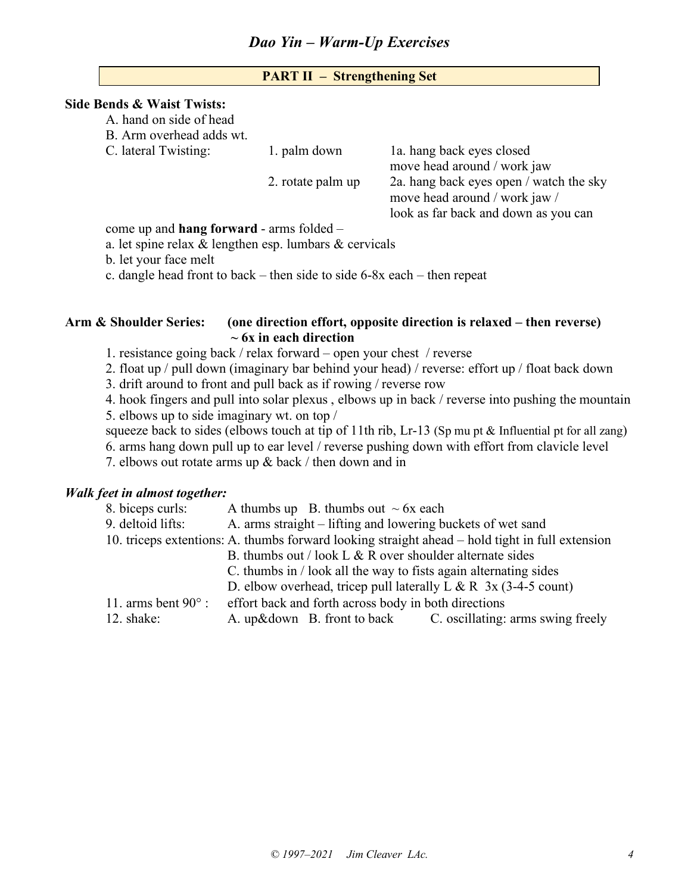# Dao Yin – Warm-Up Exercises

## PART II – Strengthening Set

**Side Bends & Waist Twists:**

A. hand on side of head
B. Arm overhead adds wt.
C. lateral Twisting:

| | | |
|---|---|---|
| C. lateral Twisting: | 1. palm down | 1a. hang back eyes closed move head around / work jaw |
| | 2. rotate palm up | 2a. hang back eyes open / watch the sky move head around / work jaw / look as far back and down as you can |

come up and **hang forward** - arms folded –

a. let spine relax & lengthen esp. lumbars & cervicals
b. let your face melt
c. dangle head front to back – then side to side 6-8x each – then repeat

**Arm & Shoulder Series: (one direction effort, opposite direction is relaxed – then reverse) ~ 6x in each direction**

1. resistance going back / relax forward – open your chest / reverse
2. float up / pull down (imaginary bar behind your head) / reverse: effort up / float back down
3. drift around to front and pull back as if rowing / reverse row
4. hook fingers and pull into solar plexus , elbows up in back / reverse into pushing the mountain
5. elbows up to side imaginary wt. on top / squeeze back to sides (elbows touch at tip of 11th rib, Lr-13 (Sp mu pt & Influential pt for all zang)
6. arms hang down pull up to ear level / reverse pushing down with effort from clavicle level
7. elbows out rotate arms up & back / then down and in

***Walk feet in almost together:***

| | |
|---|---|
| 8. biceps curls: | A thumbs up B. thumbs out ~ 6x each |
| 9. deltoid lifts: | A. arms straight – lifting and lowering buckets of wet sand |
| 10. triceps extentions: | A. thumbs forward looking straight ahead – hold tight in full extension |
| | B. thumbs out / look L & R over shoulder alternate sides |
| | C. thumbs in / look all the way to fists again alternating sides |
| | D. elbow overhead, tricep pull laterally L & R 3x (3-4-5 count) |
| 11. arms bent 90° : | effort back and forth across body in both directions |
| 12. shake: | A. up&down B. front to back C. oscillating: arms swing freely |

© 1997–2021 Jim Cleaver LAc.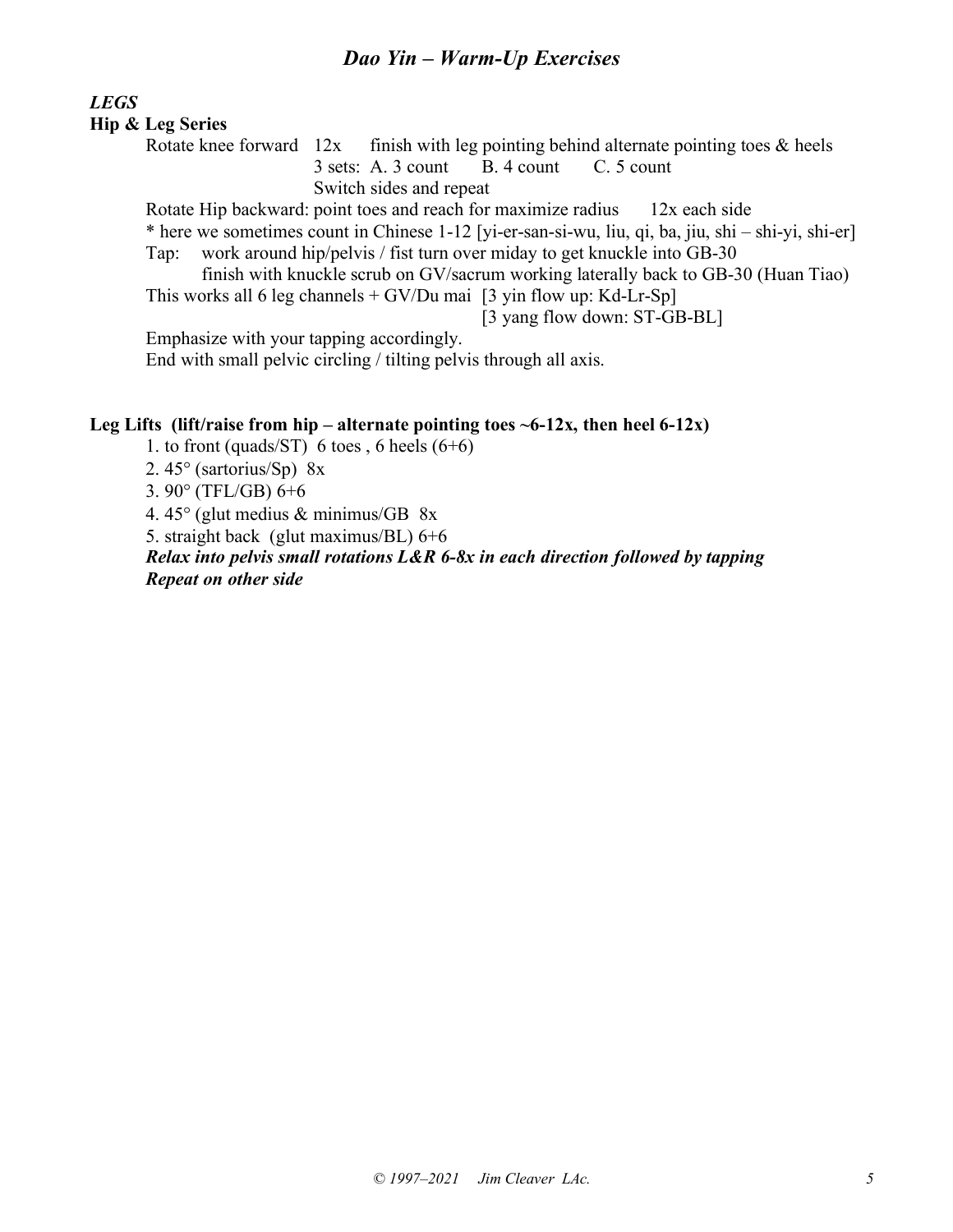## *Dao Yin – Warm-Up Exercises*

### *LEGS*

**Hip & Leg Series**

Rotate knee forward 12x finish with leg pointing behind alternate pointing toes & heels
3 sets: A. 3 count B. 4 count C. 5 count
Switch sides and repeat

Rotate Hip backward: point toes and reach for maximize radius 12x each side

* here we sometimes count in Chinese 1-12 [yi-er-san-si-wu, liu, qi, ba, jiu, shi – shi-yi, shi-er]

Tap: work around hip/pelvis / fist turn over miday to get knuckle into GB-30
finish with knuckle scrub on GV/sacrum working laterally back to GB-30 (Huan Tiao)

This works all 6 leg channels + GV/Du mai [3 yin flow up: Kd-Lr-Sp]
[3 yang flow down: ST-GB-BL]

Emphasize with your tapping accordingly.

End with small pelvic circling / tilting pelvis through all axis.

**Leg Lifts (lift/raise from hip – alternate pointing toes ~6-12x, then heel 6-12x)**

1. to front (quads/ST) 6 toes , 6 heels (6+6)
2. 45° (sartorius/Sp) 8x
3. 90° (TFL/GB) 6+6
4. 45° (glut medius & minimus/GB 8x
5. straight back (glut maximus/BL) 6+6

***Relax into pelvis small rotations L&R 6-8x in each direction followed by tapping***
***Repeat on other side***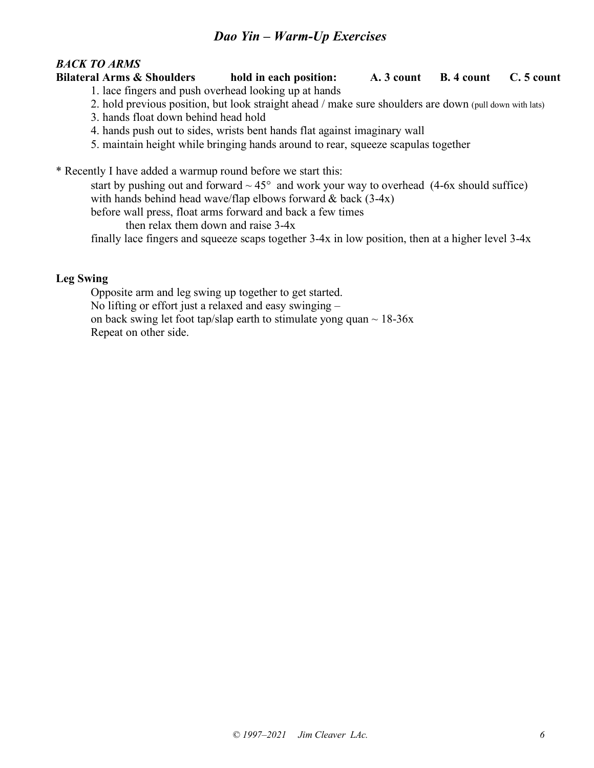## *Dao Yin – Warm-Up Exercises*

***BACK TO ARMS***

**Bilateral Arms & Shoulders hold in each position: A. 3 count B. 4 count C. 5 count**

1. lace fingers and push overhead looking up at hands
2. hold previous position, but look straight ahead / make sure shoulders are down (pull down with lats)
3. hands float down behind head hold
4. hands push out to sides, wrists bent hands flat against imaginary wall
5. maintain height while bringing hands around to rear, squeeze scapulas together

* Recently I have added a warmup round before we start this:

start by pushing out and forward ~ 45° and work your way to overhead (4-6x should suffice)
with hands behind head wave/flap elbows forward & back (3-4x)
before wall press, float arms forward and back a few times
then relax them down and raise 3-4x
finally lace fingers and squeeze scaps together 3-4x in low position, then at a higher level 3-4x

**Leg Swing**

Opposite arm and leg swing up together to get started.
No lifting or effort just a relaxed and easy swinging –
on back swing let foot tap/slap earth to stimulate yong quan ~ 18-36x
Repeat on other side.